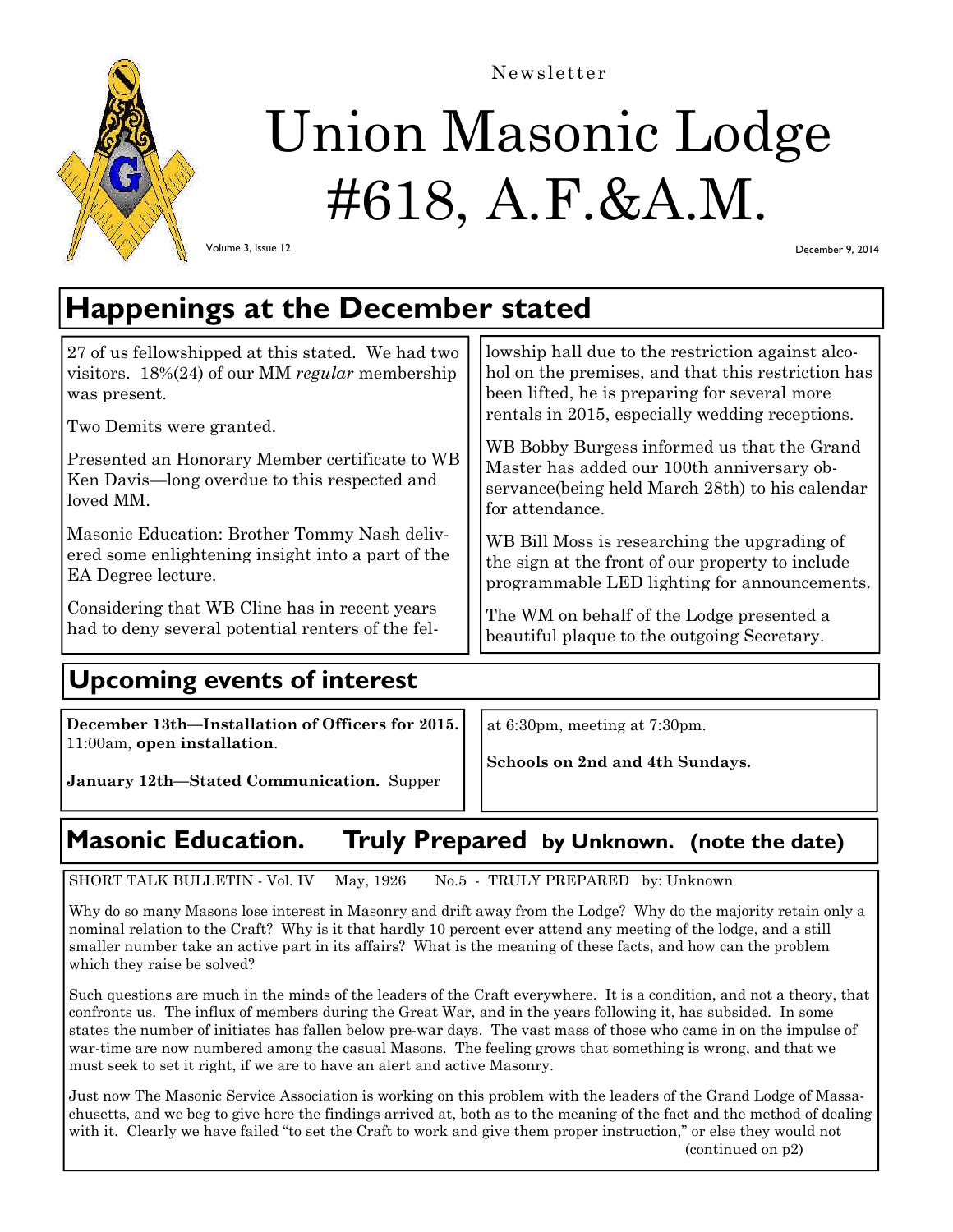Newsletter

# Union Masonic Lodge #618, A.F.&A.M.

Volume 3, Issue 12

December 9, 2014

## Happenings at the December stated

27 of us fellowshipped at this stated. We had two visitors. 18%(24) of our MM *regular* membership was present.

Two Demits were granted.

Presented an Honorary Member certificate to WB Ken Davis—long overdue to this respected and loved MM.

Masonic Education: Brother Tommy Nash delivered some enlightening insight into a part of the EA Degree lecture.

Considering that WB Cline has in recent years had to deny several potential renters of the fellowship hall due to the restriction against alcohol on the premises, and that this restriction has been lifted, he is preparing for several more rentals in 2015, especially wedding receptions.

WB Bobby Burgess informed us that the Grand Master has added our 100th anniversary observance(being held March 28th) to his calendar for attendance.

WB Bill Moss is researching the upgrading of the sign at the front of our property to include programmable LED lighting for announcements.

The WM on behalf of the Lodge presented a beautiful plaque to the outgoing Secretary.

## Upcoming events of interest

**December 13th—Installation of Officers for 2015.** 11:00am, **open installation**.

**January 12th—Stated Communication.** Supper at 6:30pm, meeting at 7:30pm.

**Schools on 2nd and 4th Sundays.**

## Masonic Education. Truly Prepared by Unknown. (note the date)

SHORT TALK BULLETIN - Vol. IV May, 1926 No.5 - TRULY PREPARED by: Unknown

Why do so many Masons lose interest in Masonry and drift away from the Lodge? Why do the majority retain only a nominal relation to the Craft? Why is it that hardly 10 percent ever attend any meeting of the lodge, and a still smaller number take an active part in its affairs? What is the meaning of these facts, and how can the problem which they raise be solved?

Such questions are much in the minds of the leaders of the Craft everywhere. It is a condition, and not a theory, that confronts us. The influx of members during the Great War, and in the years following it, has subsided. In some states the number of initiates has fallen below pre-war days. The vast mass of those who came in on the impulse of war-time are now numbered among the casual Masons. The feeling grows that something is wrong, and that we must seek to set it right, if we are to have an alert and active Masonry.

Just now The Masonic Service Association is working on this problem with the leaders of the Grand Lodge of Massachusetts, and we beg to give here the findings arrived at, both as to the meaning of the fact and the method of dealing with it. Clearly we have failed "to set the Craft to work and give them proper instruction," or else they would not

(continued on p2)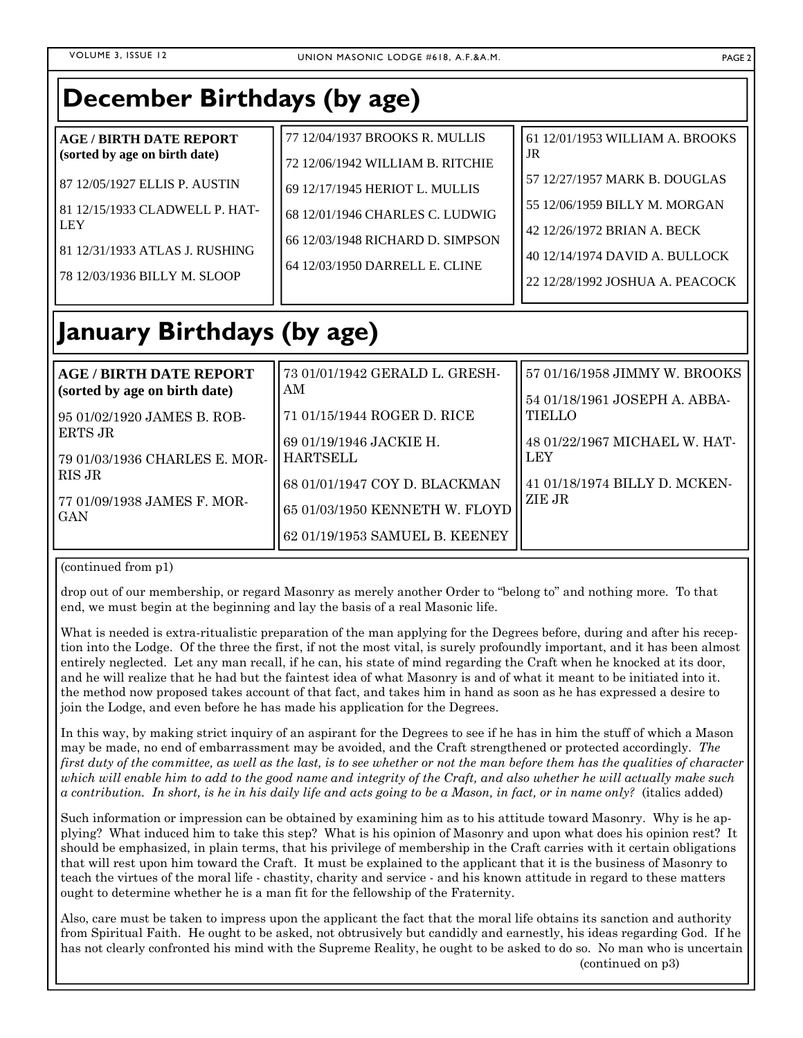# December Birthdays (by age)

**AGE / BIRTH DATE REPORT (sorted by age on birth date)**

87 12/05/1927 ELLIS P. AUSTIN

81 12/15/1933 CLADWELL P. HATLEY

81 12/31/1933 ATLAS J. RUSHING

78 12/03/1936 BILLY M. SLOOP

77 12/04/1937 BROOKS R. MULLIS

72 12/06/1942 WILLIAM B. RITCHIE

69 12/17/1945 HERIOT L. MULLIS

68 12/01/1946 CHARLES C. LUDWIG

66 12/03/1948 RICHARD D. SIMPSON

64 12/03/1950 DARRELL E. CLINE

61 12/01/1953 WILLIAM A. BROOKS JR

57 12/27/1957 MARK B. DOUGLAS

55 12/06/1959 BILLY M. MORGAN

42 12/26/1972 BRIAN A. BECK

40 12/14/1974 DAVID A. BULLOCK

22 12/28/1992 JOSHUA A. PEACOCK

# January Birthdays (by age)

**AGE / BIRTH DATE REPORT (sorted by age on birth date)**

95 01/02/1920 JAMES B. ROBERTS JR

79 01/03/1936 CHARLES E. MORRIS JR

77 01/09/1938 JAMES F. MORGAN

73 01/01/1942 GERALD L. GRESHAM

71 01/15/1944 ROGER D. RICE

69 01/19/1946 JACKIE H. HARTSELL

68 01/01/1947 COY D. BLACKMAN

65 01/03/1950 KENNETH W. FLOYD

62 01/19/1953 SAMUEL B. KEENEY

57 01/16/1958 JIMMY W. BROOKS

54 01/18/1961 JOSEPH A. ABBATIELLO

48 01/22/1967 MICHAEL W. HATLEY

41 01/18/1974 BILLY D. MCKENZIE JR

(continued from p1)

drop out of our membership, or regard Masonry as merely another Order to "belong to" and nothing more. To that end, we must begin at the beginning and lay the basis of a real Masonic life.

What is needed is extra-ritualistic preparation of the man applying for the Degrees before, during and after his reception into the Lodge. Of the three the first, if not the most vital, is surely profoundly important, and it has been almost entirely neglected. Let any man recall, if he can, his state of mind regarding the Craft when he knocked at its door, and he will realize that he had but the faintest idea of what Masonry is and of what it meant to be initiated into it. the method now proposed takes account of that fact, and takes him in hand as soon as he has expressed a desire to join the Lodge, and even before he has made his application for the Degrees.

In this way, by making strict inquiry of an aspirant for the Degrees to see if he has in him the stuff of which a Mason may be made, no end of embarrassment may be avoided, and the Craft strengthened or protected accordingly. *The first duty of the committee, as well as the last, is to see whether or not the man before them has the qualities of character which will enable him to add to the good name and integrity of the Craft, and also whether he will actually make such a contribution. In short, is he in his daily life and acts going to be a Mason, in fact, or in name only?* (italics added)

Such information or impression can be obtained by examining him as to his attitude toward Masonry. Why is he applying? What induced him to take this step? What is his opinion of Masonry and upon what does his opinion rest? It should be emphasized, in plain terms, that his privilege of membership in the Craft carries with it certain obligations that will rest upon him toward the Craft. It must be explained to the applicant that it is the business of Masonry to teach the virtues of the moral life - chastity, charity and service - and his known attitude in regard to these matters ought to determine whether he is a man fit for the fellowship of the Fraternity.

Also, care must be taken to impress upon the applicant the fact that the moral life obtains its sanction and authority from Spiritual Faith. He ought to be asked, not obtrusively but candidly and earnestly, his ideas regarding God. If he has not clearly confronted his mind with the Supreme Reality, he ought to be asked to do so. No man who is uncertain

(continued on p3)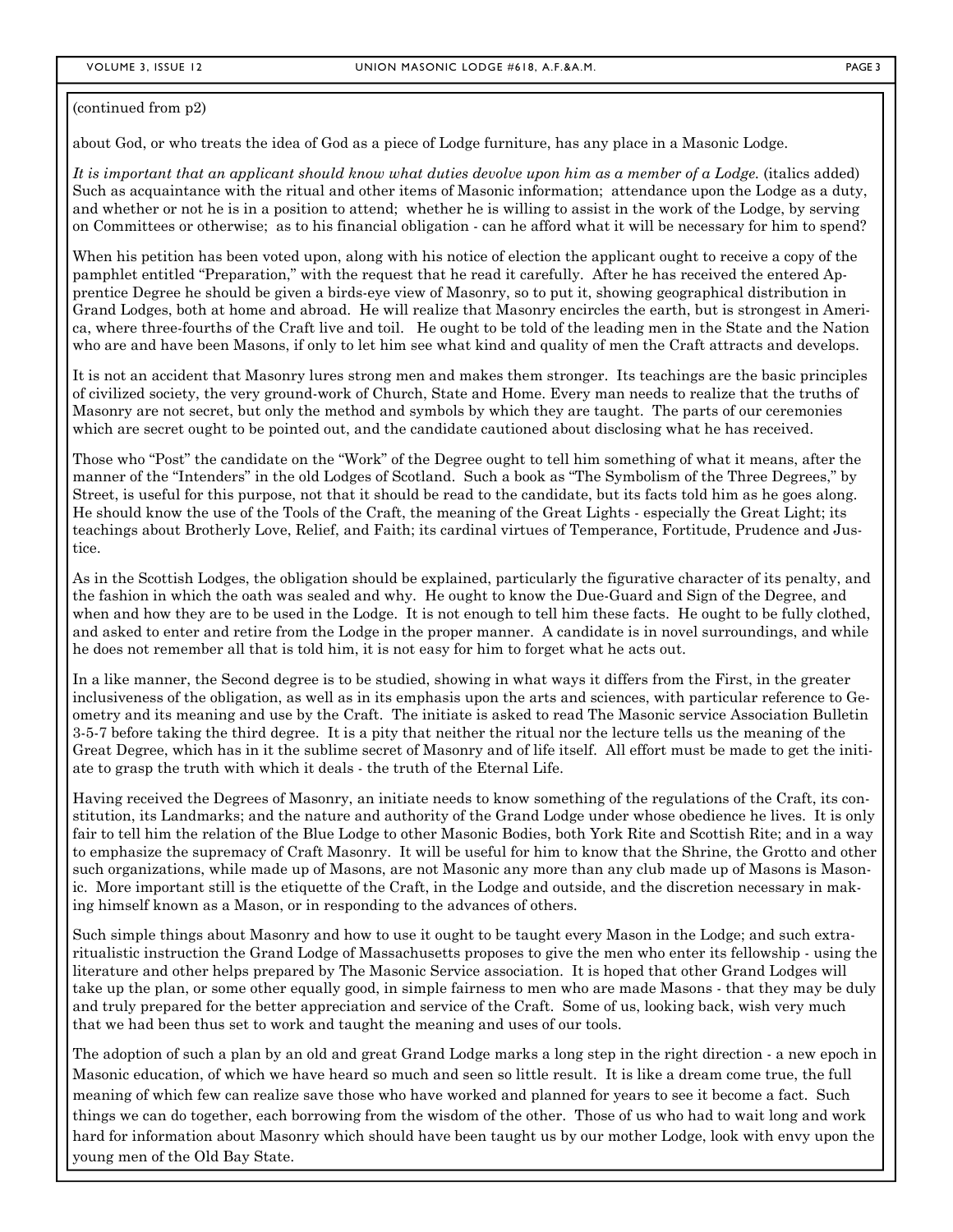(continued from p2)

about God, or who treats the idea of God as a piece of Lodge furniture, has any place in a Masonic Lodge.

*It is important that an applicant should know what duties devolve upon him as a member of a Lodge.* (italics added) Such as acquaintance with the ritual and other items of Masonic information; attendance upon the Lodge as a duty, and whether or not he is in a position to attend; whether he is willing to assist in the work of the Lodge, by serving on Committees or otherwise; as to his financial obligation - can he afford what it will be necessary for him to spend?

When his petition has been voted upon, along with his notice of election the applicant ought to receive a copy of the pamphlet entitled "Preparation," with the request that he read it carefully. After he has received the entered Apprentice Degree he should be given a birds-eye view of Masonry, so to put it, showing geographical distribution in Grand Lodges, both at home and abroad. He will realize that Masonry encircles the earth, but is strongest in America, where three-fourths of the Craft live and toil. He ought to be told of the leading men in the State and the Nation who are and have been Masons, if only to let him see what kind and quality of men the Craft attracts and develops.

It is not an accident that Masonry lures strong men and makes them stronger. Its teachings are the basic principles of civilized society, the very ground-work of Church, State and Home. Every man needs to realize that the truths of Masonry are not secret, but only the method and symbols by which they are taught. The parts of our ceremonies which are secret ought to be pointed out, and the candidate cautioned about disclosing what he has received.

Those who "Post" the candidate on the "Work" of the Degree ought to tell him something of what it means, after the manner of the "Intenders" in the old Lodges of Scotland. Such a book as "The Symbolism of the Three Degrees," by Street, is useful for this purpose, not that it should be read to the candidate, but its facts told him as he goes along. He should know the use of the Tools of the Craft, the meaning of the Great Lights - especially the Great Light; its teachings about Brotherly Love, Relief, and Faith; its cardinal virtues of Temperance, Fortitude, Prudence and Justice.

As in the Scottish Lodges, the obligation should be explained, particularly the figurative character of its penalty, and the fashion in which the oath was sealed and why. He ought to know the Due-Guard and Sign of the Degree, and when and how they are to be used in the Lodge. It is not enough to tell him these facts. He ought to be fully clothed, and asked to enter and retire from the Lodge in the proper manner. A candidate is in novel surroundings, and while he does not remember all that is told him, it is not easy for him to forget what he acts out.

In a like manner, the Second degree is to be studied, showing in what ways it differs from the First, in the greater inclusiveness of the obligation, as well as in its emphasis upon the arts and sciences, with particular reference to Geometry and its meaning and use by the Craft. The initiate is asked to read The Masonic service Association Bulletin 3-5-7 before taking the third degree. It is a pity that neither the ritual nor the lecture tells us the meaning of the Great Degree, which has in it the sublime secret of Masonry and of life itself. All effort must be made to get the initiate to grasp the truth with which it deals - the truth of the Eternal Life.

Having received the Degrees of Masonry, an initiate needs to know something of the regulations of the Craft, its constitution, its Landmarks; and the nature and authority of the Grand Lodge under whose obedience he lives. It is only fair to tell him the relation of the Blue Lodge to other Masonic Bodies, both York Rite and Scottish Rite; and in a way to emphasize the supremacy of Craft Masonry. It will be useful for him to know that the Shrine, the Grotto and other such organizations, while made up of Masons, are not Masonic any more than any club made up of Masons is Masonic. More important still is the etiquette of the Craft, in the Lodge and outside, and the discretion necessary in making himself known as a Mason, or in responding to the advances of others.

Such simple things about Masonry and how to use it ought to be taught every Mason in the Lodge; and such extra-ritualistic instruction the Grand Lodge of Massachusetts proposes to give the men who enter its fellowship - using the literature and other helps prepared by The Masonic Service association. It is hoped that other Grand Lodges will take up the plan, or some other equally good, in simple fairness to men who are made Masons - that they may be duly and truly prepared for the better appreciation and service of the Craft. Some of us, looking back, wish very much that we had been thus set to work and taught the meaning and uses of our tools.

The adoption of such a plan by an old and great Grand Lodge marks a long step in the right direction - a new epoch in Masonic education, of which we have heard so much and seen so little result. It is like a dream come true, the full meaning of which few can realize save those who have worked and planned for years to see it become a fact. Such things we can do together, each borrowing from the wisdom of the other. Those of us who had to wait long and work hard for information about Masonry which should have been taught us by our mother Lodge, look with envy upon the young men of the Old Bay State.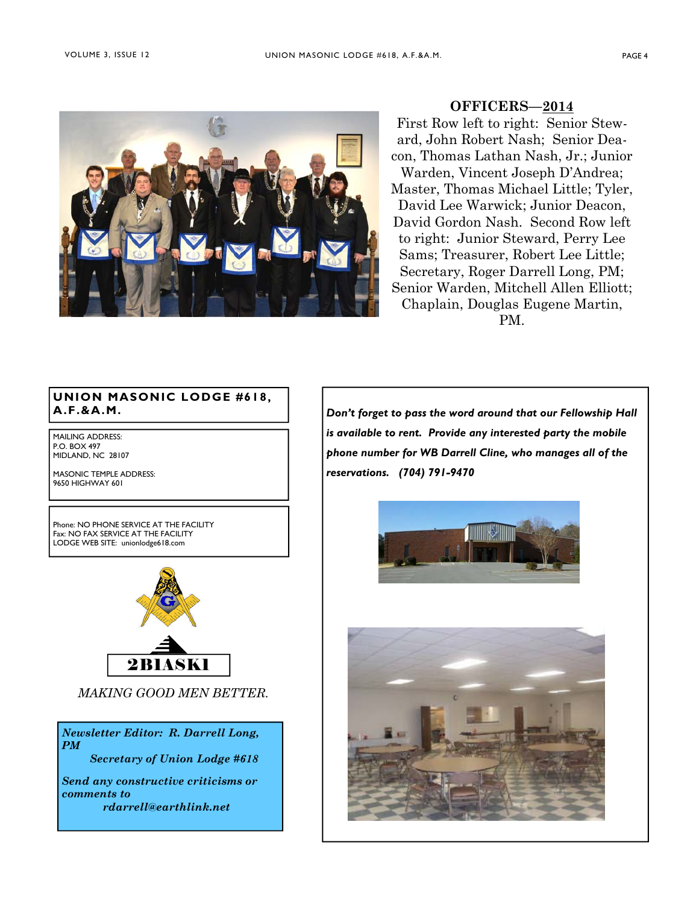## OFFICERS—2014

First Row left to right: Senior Steward, John Robert Nash; Senior Deacon, Thomas Lathan Nash, Jr.; Junior Warden, Vincent Joseph D'Andrea; Master, Thomas Michael Little; Tyler, David Lee Warwick; Junior Deacon, David Gordon Nash. Second Row left to right: Junior Steward, Perry Lee Sams; Treasurer, Robert Lee Little; Secretary, Roger Darrell Long, PM; Senior Warden, Mitchell Allen Elliott; Chaplain, Douglas Eugene Martin, PM.

### UNION MASONIC LODGE #618, A.F.&A.M.

MAILING ADDRESS:
P.O. BOX 497
MIDLAND, NC 28107

MASONIC TEMPLE ADDRESS:
9650 HIGHWAY 601

Phone: NO PHONE SERVICE AT THE FACILITY
Fax: NO FAX SERVICE AT THE FACILITY
LODGE WEB SITE: unionlodge618.com

2B1ASK1

*MAKING GOOD MEN BETTER.*

***Newsletter Editor: R. Darrell Long, PM***
***Secretary of Union Lodge #618***

***Send any constructive criticisms or comments to***
***rdarrell@earthlink.net***

***Don't forget to pass the word around that our Fellowship Hall is available to rent. Provide any interested party the mobile phone number for WB Darrell Cline, who manages all of the reservations. (704) 791-9470***